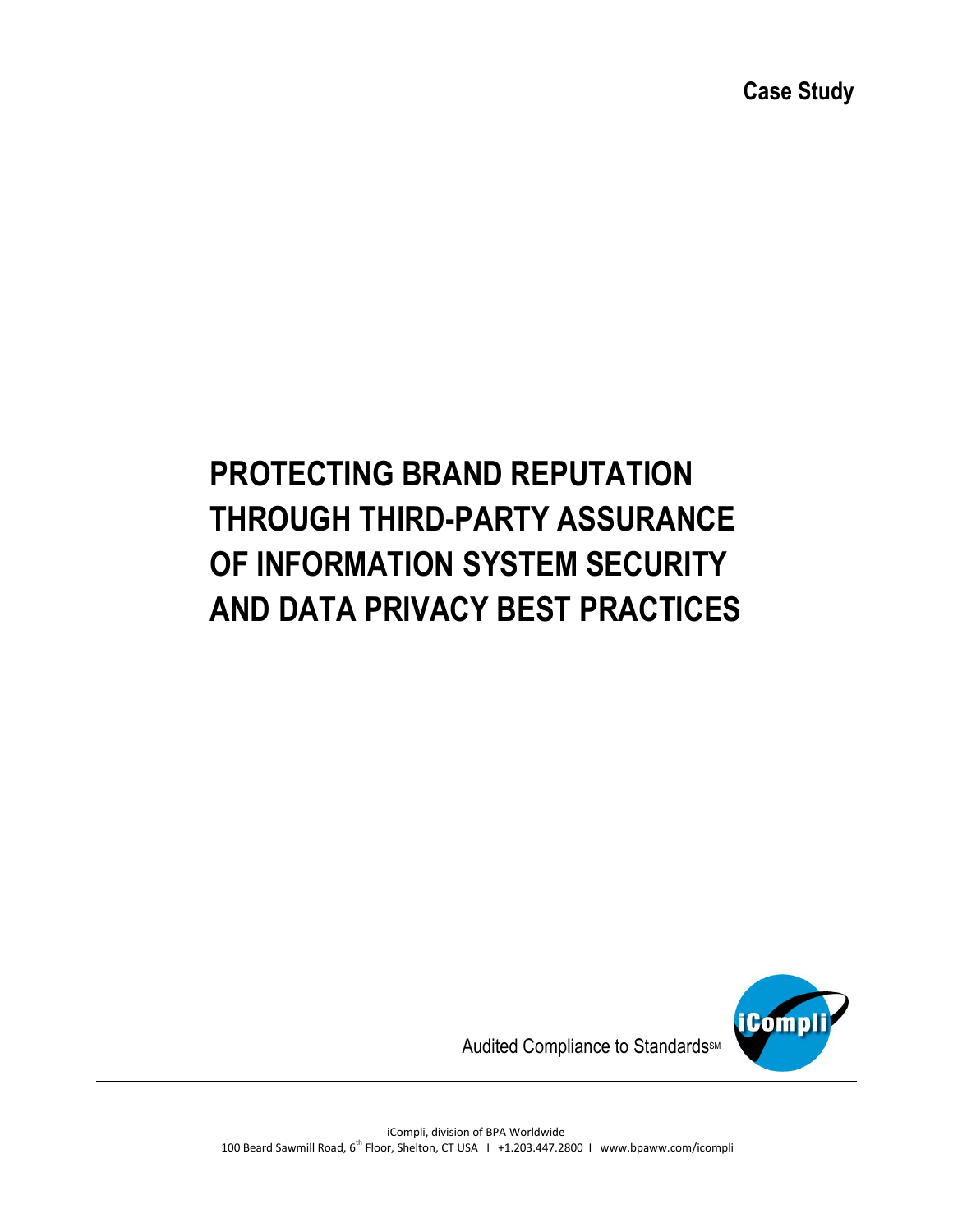**Case Study**

# PROTECTING BRAND REPUTATION THROUGH THIRD-PARTY ASSURANCE OF INFORMATION SYSTEM SECURITY AND DATA PRIVACY BEST PRACTICES

Audited Compliance to Standards℠

iCompli

iCompli, division of BPA Worldwide
100 Beard Sawmill Road, 6th Floor, Shelton, CT USA I +1.203.447.2800 I www.bpaww.com/icompli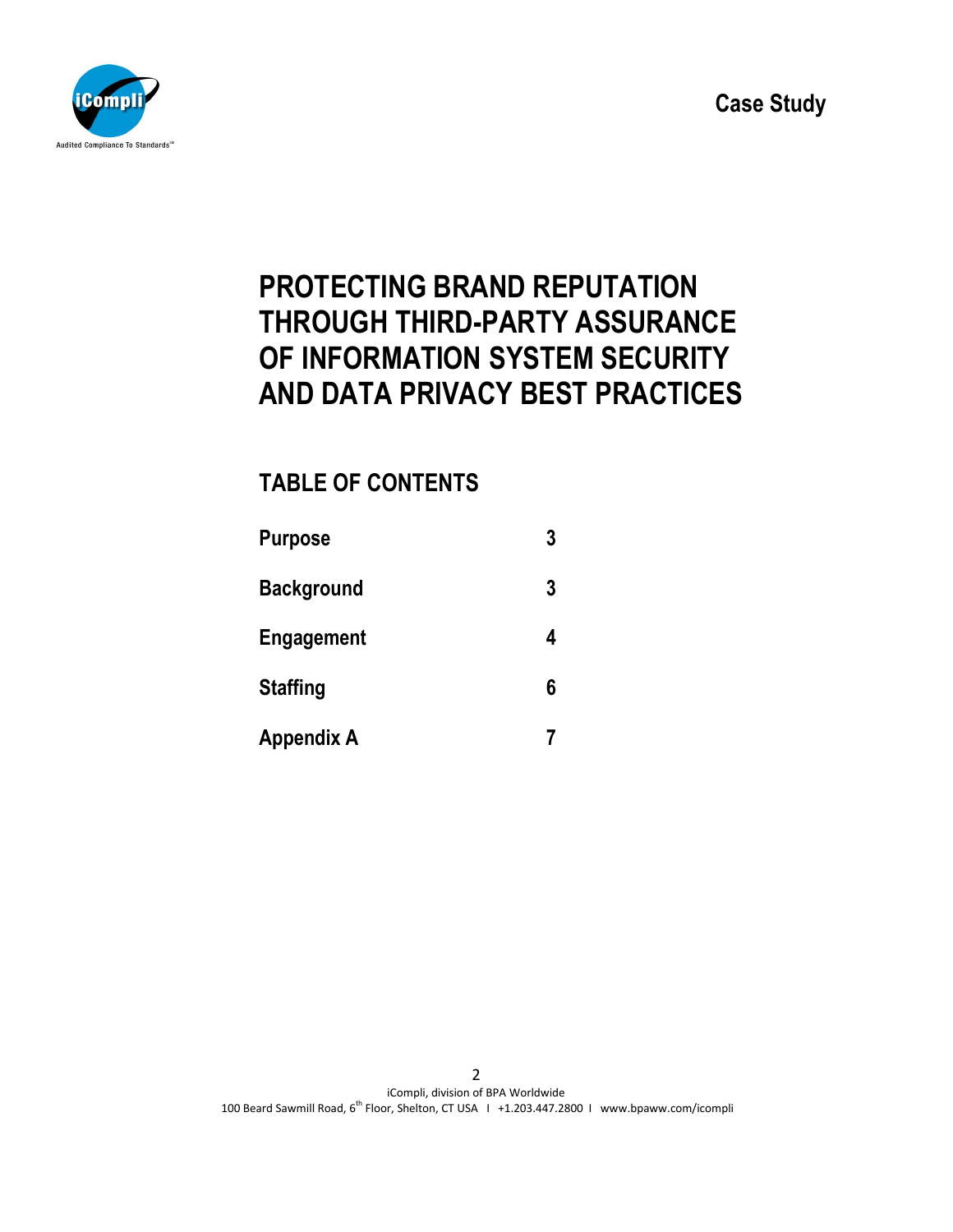Case Study

# PROTECTING BRAND REPUTATION THROUGH THIRD-PARTY ASSURANCE OF INFORMATION SYSTEM SECURITY AND DATA PRIVACY BEST PRACTICES

## TABLE OF CONTENTS

| | |
|---|---|
| **Purpose** | **3** |
| **Background** | **3** |
| **Engagement** | **4** |
| **Staffing** | **6** |
| **Appendix A** | **7** |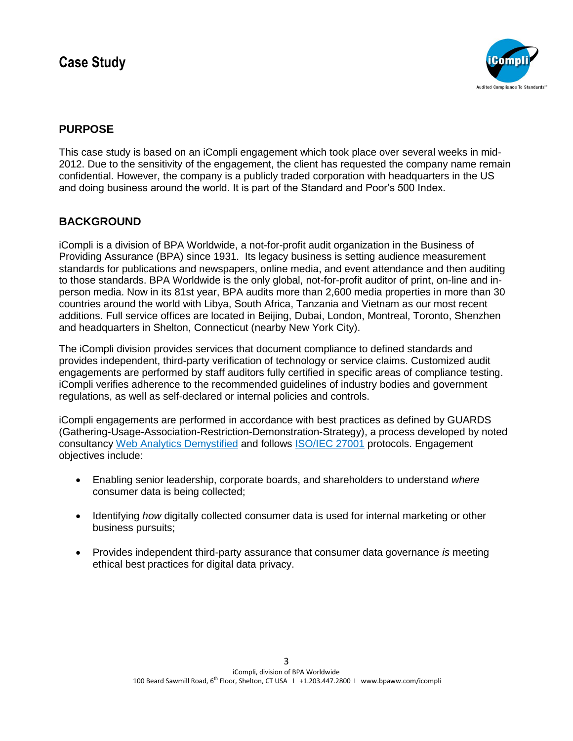# Case Study

## PURPOSE

This case study is based on an iCompli engagement which took place over several weeks in mid-2012. Due to the sensitivity of the engagement, the client has requested the company name remain confidential. However, the company is a publicly traded corporation with headquarters in the US and doing business around the world. It is part of the Standard and Poor's 500 Index.

## BACKGROUND

iCompli is a division of BPA Worldwide, a not-for-profit audit organization in the Business of Providing Assurance (BPA) since 1931. Its legacy business is setting audience measurement standards for publications and newspapers, online media, and event attendance and then auditing to those standards. BPA Worldwide is the only global, not-for-profit auditor of print, on-line and in-person media. Now in its 81st year, BPA audits more than 2,600 media properties in more than 30 countries around the world with Libya, South Africa, Tanzania and Vietnam as our most recent additions. Full service offices are located in Beijing, Dubai, London, Montreal, Toronto, Shenzhen and headquarters in Shelton, Connecticut (nearby New York City).

The iCompli division provides services that document compliance to defined standards and provides independent, third-party verification of technology or service claims. Customized audit engagements are performed by staff auditors fully certified in specific areas of compliance testing. iCompli verifies adherence to the recommended guidelines of industry bodies and government regulations, as well as self-declared or internal policies and controls.

iCompli engagements are performed in accordance with best practices as defined by GUARDS (Gathering-Usage-Association-Restriction-Demonstration-Strategy), a process developed by noted consultancy Web Analytics Demystified and follows ISO/IEC 27001 protocols. Engagement objectives include:

- Enabling senior leadership, corporate boards, and shareholders to understand *where* consumer data is being collected;
- Identifying *how* digitally collected consumer data is used for internal marketing or other business pursuits;
- Provides independent third-party assurance that consumer data governance *is* meeting ethical best practices for digital data privacy.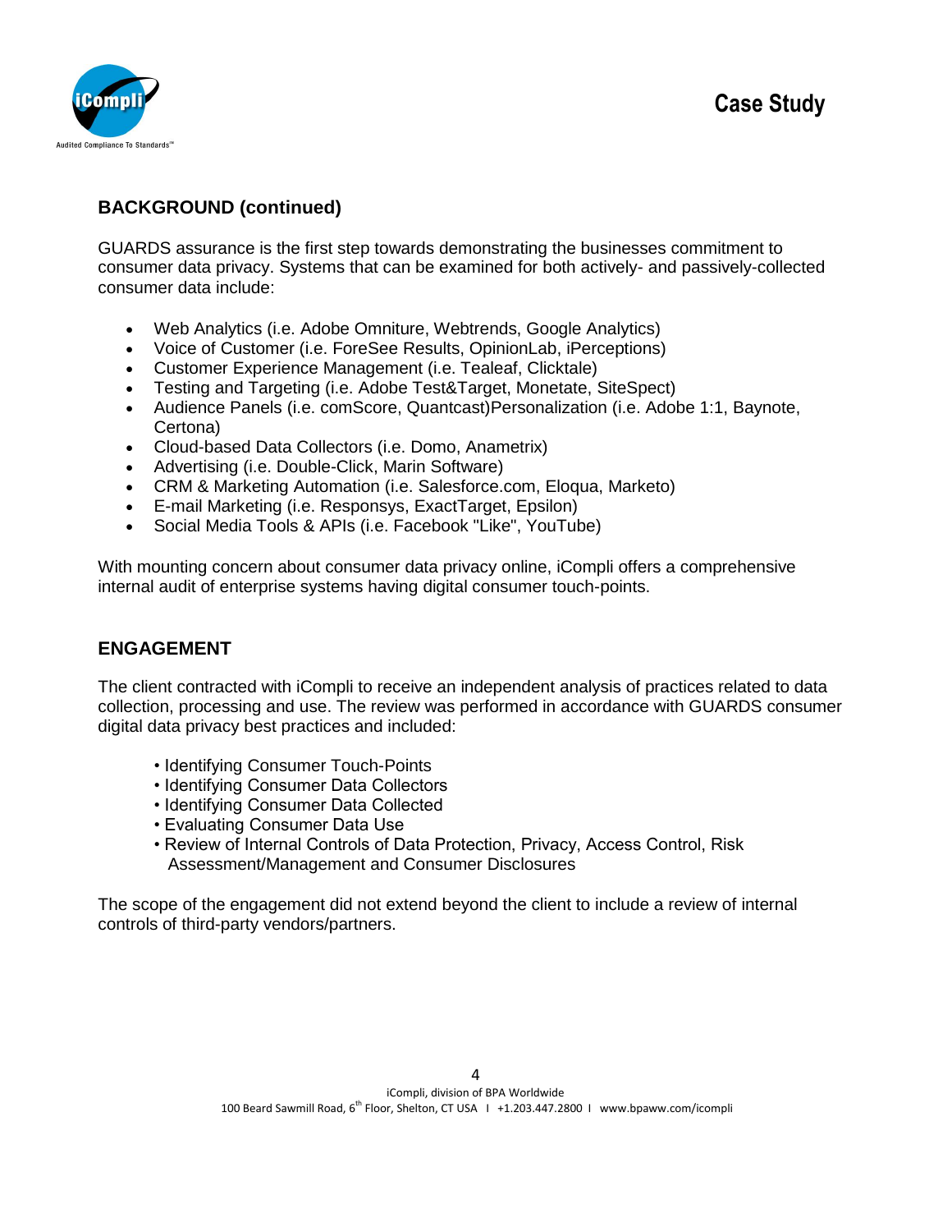## BACKGROUND (continued)

GUARDS assurance is the first step towards demonstrating the businesses commitment to consumer data privacy. Systems that can be examined for both actively- and passively-collected consumer data include:

- Web Analytics (i.e. Adobe Omniture, Webtrends, Google Analytics)
- Voice of Customer (i.e. ForeSee Results, OpinionLab, iPerceptions)
- Customer Experience Management (i.e. Tealeaf, Clicktale)
- Testing and Targeting (i.e. Adobe Test&Target, Monetate, SiteSpect)
- Audience Panels (i.e. comScore, Quantcast)Personalization (i.e. Adobe 1:1, Baynote, Certona)
- Cloud-based Data Collectors (i.e. Domo, Anametrix)
- Advertising (i.e. Double-Click, Marin Software)
- CRM & Marketing Automation (i.e. Salesforce.com, Eloqua, Marketo)
- E-mail Marketing (i.e. Responsys, ExactTarget, Epsilon)
- Social Media Tools & APIs (i.e. Facebook "Like", YouTube)

With mounting concern about consumer data privacy online, iCompli offers a comprehensive internal audit of enterprise systems having digital consumer touch-points.

## ENGAGEMENT

The client contracted with iCompli to receive an independent analysis of practices related to data collection, processing and use. The review was performed in accordance with GUARDS consumer digital data privacy best practices and included:

- Identifying Consumer Touch-Points
- Identifying Consumer Data Collectors
- Identifying Consumer Data Collected
- Evaluating Consumer Data Use
- Review of Internal Controls of Data Protection, Privacy, Access Control, Risk Assessment/Management and Consumer Disclosures

The scope of the engagement did not extend beyond the client to include a review of internal controls of third-party vendors/partners.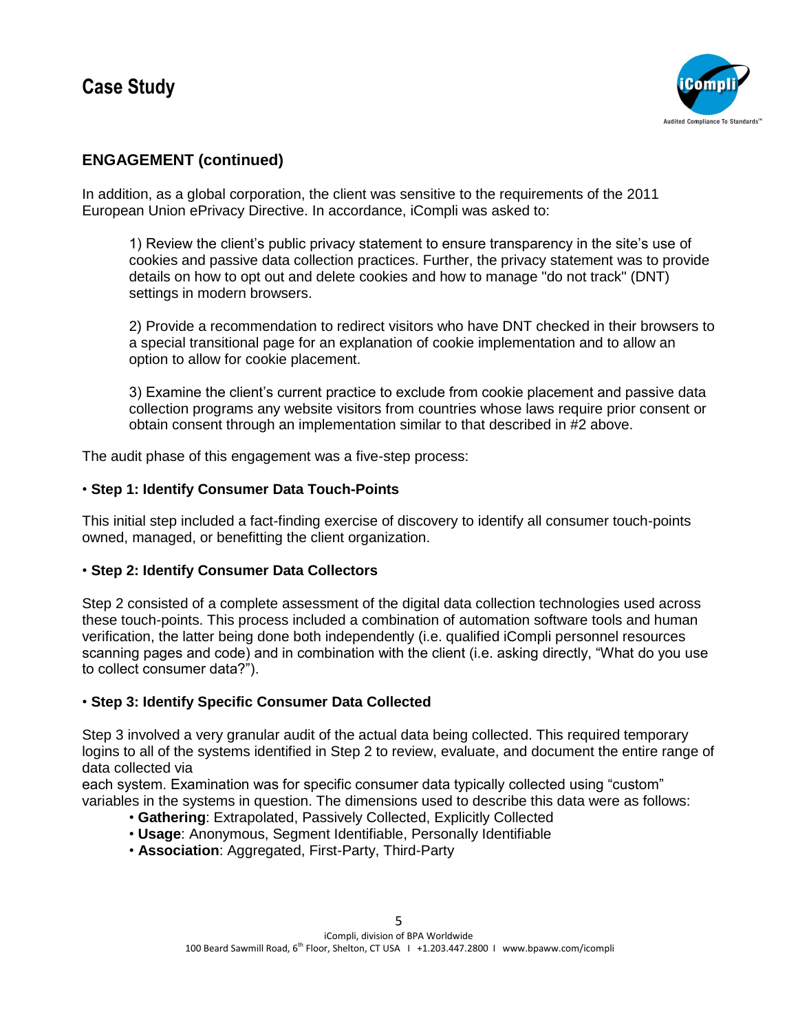## ENGAGEMENT (continued)

In addition, as a global corporation, the client was sensitive to the requirements of the 2011 European Union ePrivacy Directive. In accordance, iCompli was asked to:

1) Review the client's public privacy statement to ensure transparency in the site's use of cookies and passive data collection practices. Further, the privacy statement was to provide details on how to opt out and delete cookies and how to manage "do not track" (DNT) settings in modern browsers.

2) Provide a recommendation to redirect visitors who have DNT checked in their browsers to a special transitional page for an explanation of cookie implementation and to allow an option to allow for cookie placement.

3) Examine the client's current practice to exclude from cookie placement and passive data collection programs any website visitors from countries whose laws require prior consent or obtain consent through an implementation similar to that described in #2 above.

The audit phase of this engagement was a five-step process:

• **Step 1: Identify Consumer Data Touch-Points**

This initial step included a fact-finding exercise of discovery to identify all consumer touch-points owned, managed, or benefitting the client organization.

• **Step 2: Identify Consumer Data Collectors**

Step 2 consisted of a complete assessment of the digital data collection technologies used across these touch-points. This process included a combination of automation software tools and human verification, the latter being done both independently (i.e. qualified iCompli personnel resources scanning pages and code) and in combination with the client (i.e. asking directly, "What do you use to collect consumer data?").

• **Step 3: Identify Specific Consumer Data Collected**

Step 3 involved a very granular audit of the actual data being collected. This required temporary logins to all of the systems identified in Step 2 to review, evaluate, and document the entire range of data collected via each system. Examination was for specific consumer data typically collected using "custom" variables in the systems in question. The dimensions used to describe this data were as follows:

- **Gathering**: Extrapolated, Passively Collected, Explicitly Collected
- **Usage**: Anonymous, Segment Identifiable, Personally Identifiable
- **Association**: Aggregated, First-Party, Third-Party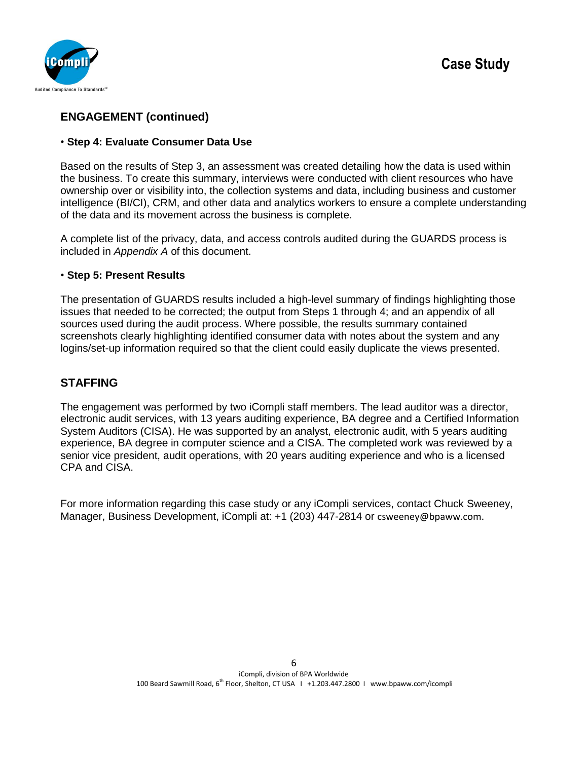## ENGAGEMENT (continued)

- **Step 4: Evaluate Consumer Data Use**

Based on the results of Step 3, an assessment was created detailing how the data is used within the business. To create this summary, interviews were conducted with client resources who have ownership over or visibility into, the collection systems and data, including business and customer intelligence (BI/CI), CRM, and other data and analytics workers to ensure a complete understanding of the data and its movement across the business is complete.

A complete list of the privacy, data, and access controls audited during the GUARDS process is included in *Appendix A* of this document.

- **Step 5: Present Results**

The presentation of GUARDS results included a high-level summary of findings highlighting those issues that needed to be corrected; the output from Steps 1 through 4; and an appendix of all sources used during the audit process. Where possible, the results summary contained screenshots clearly highlighting identified consumer data with notes about the system and any logins/set-up information required so that the client could easily duplicate the views presented.

## STAFFING

The engagement was performed by two iCompli staff members. The lead auditor was a director, electronic audit services, with 13 years auditing experience, BA degree and a Certified Information System Auditors (CISA). He was supported by an analyst, electronic audit, with 5 years auditing experience, BA degree in computer science and a CISA. The completed work was reviewed by a senior vice president, audit operations, with 20 years auditing experience and who is a licensed CPA and CISA.

For more information regarding this case study or any iCompli services, contact Chuck Sweeney, Manager, Business Development, iCompli at: +1 (203) 447-2814 or csweeney@bpaww.com.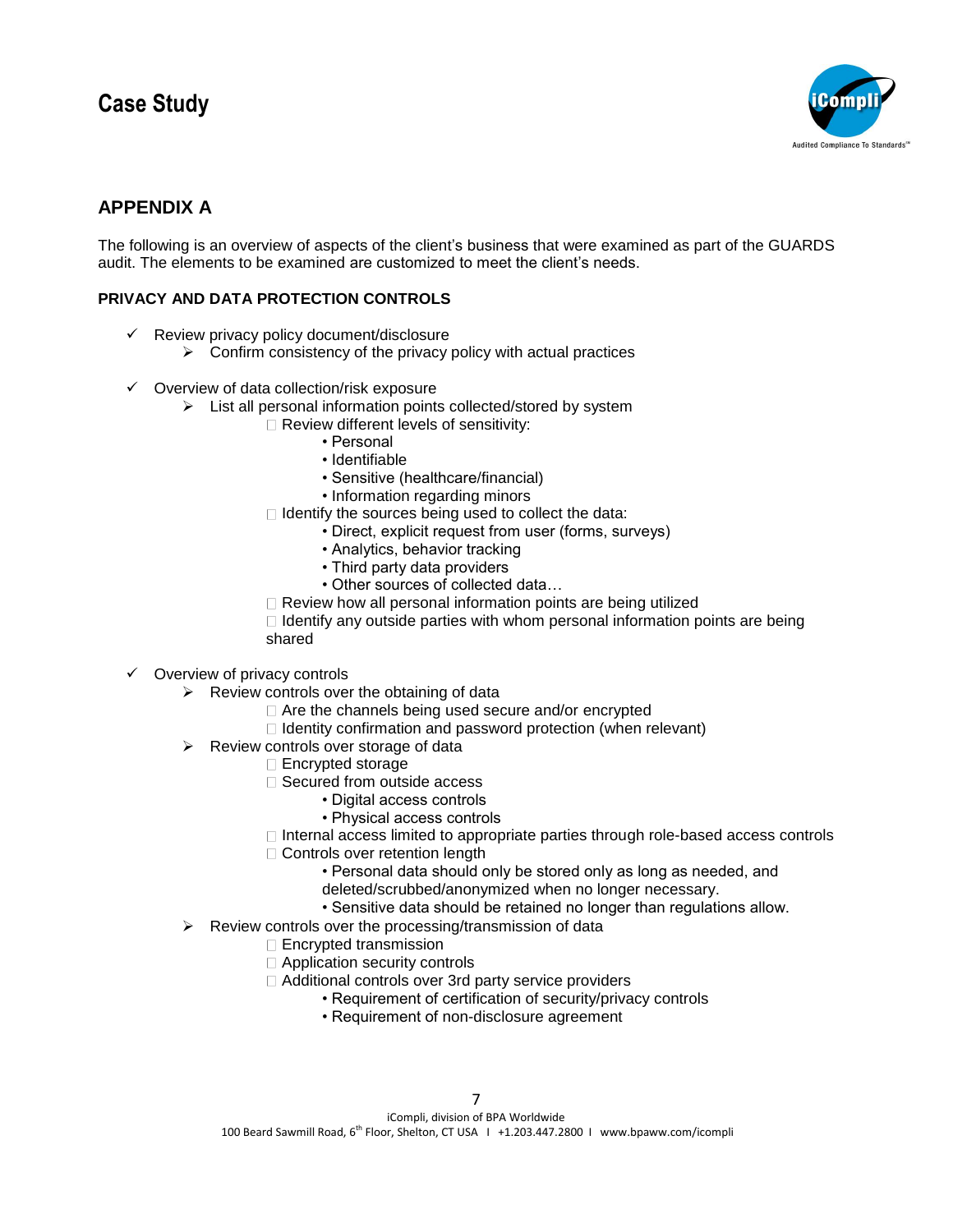## APPENDIX A

The following is an overview of aspects of the client's business that were examined as part of the GUARDS audit. The elements to be examined are customized to meet the client's needs.

### PRIVACY AND DATA PROTECTION CONTROLS

- Review privacy policy document/disclosure
  - Confirm consistency of the privacy policy with actual practices
- Overview of data collection/risk exposure
  - List all personal information points collected/stored by system
    - Review different levels of sensitivity:
      - Personal
      - Identifiable
      - Sensitive (healthcare/financial)
      - Information regarding minors
    - Identify the sources being used to collect the data:
      - Direct, explicit request from user (forms, surveys)
      - Analytics, behavior tracking
      - Third party data providers
      - Other sources of collected data…
    - Review how all personal information points are being utilized
    - Identify any outside parties with whom personal information points are being shared
- Overview of privacy controls
  - Review controls over the obtaining of data
    - Are the channels being used secure and/or encrypted
    - Identity confirmation and password protection (when relevant)
  - Review controls over storage of data
    - Encrypted storage
    - Secured from outside access
      - Digital access controls
      - Physical access controls
    - Internal access limited to appropriate parties through role-based access controls
    - Controls over retention length
      - Personal data should only be stored only as long as needed, and deleted/scrubbed/anonymized when no longer necessary.
      - Sensitive data should be retained no longer than regulations allow.
  - Review controls over the processing/transmission of data
    - Encrypted transmission
    - Application security controls
    - Additional controls over 3rd party service providers
      - Requirement of certification of security/privacy controls
      - Requirement of non-disclosure agreement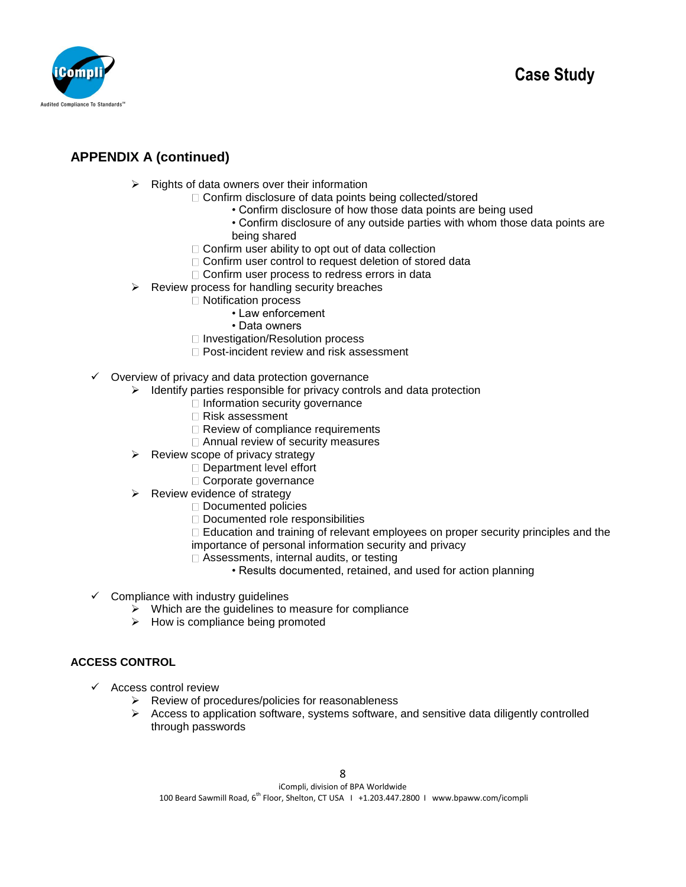## APPENDIX A (continued)

- Rights of data owners over their information
  - Confirm disclosure of data points being collected/stored
    - Confirm disclosure of how those data points are being used
    - Confirm disclosure of any outside parties with whom those data points are being shared
  - Confirm user ability to opt out of data collection
  - Confirm user control to request deletion of stored data
  - Confirm user process to redress errors in data
- Review process for handling security breaches
  - Notification process
    - Law enforcement
    - Data owners
  - Investigation/Resolution process
  - Post-incident review and risk assessment

- ✓ Overview of privacy and data protection governance
  - Identify parties responsible for privacy controls and data protection
    - Information security governance
    - Risk assessment
    - Review of compliance requirements
    - Annual review of security measures
  - Review scope of privacy strategy
    - Department level effort
    - Corporate governance
  - Review evidence of strategy
    - Documented policies
    - Documented role responsibilities
    - Education and training of relevant employees on proper security principles and the importance of personal information security and privacy
    - Assessments, internal audits, or testing
      - Results documented, retained, and used for action planning

- ✓ Compliance with industry guidelines
  - Which are the guidelines to measure for compliance
  - How is compliance being promoted

### ACCESS CONTROL

- ✓ Access control review
  - Review of procedures/policies for reasonableness
  - Access to application software, systems software, and sensitive data diligently controlled through passwords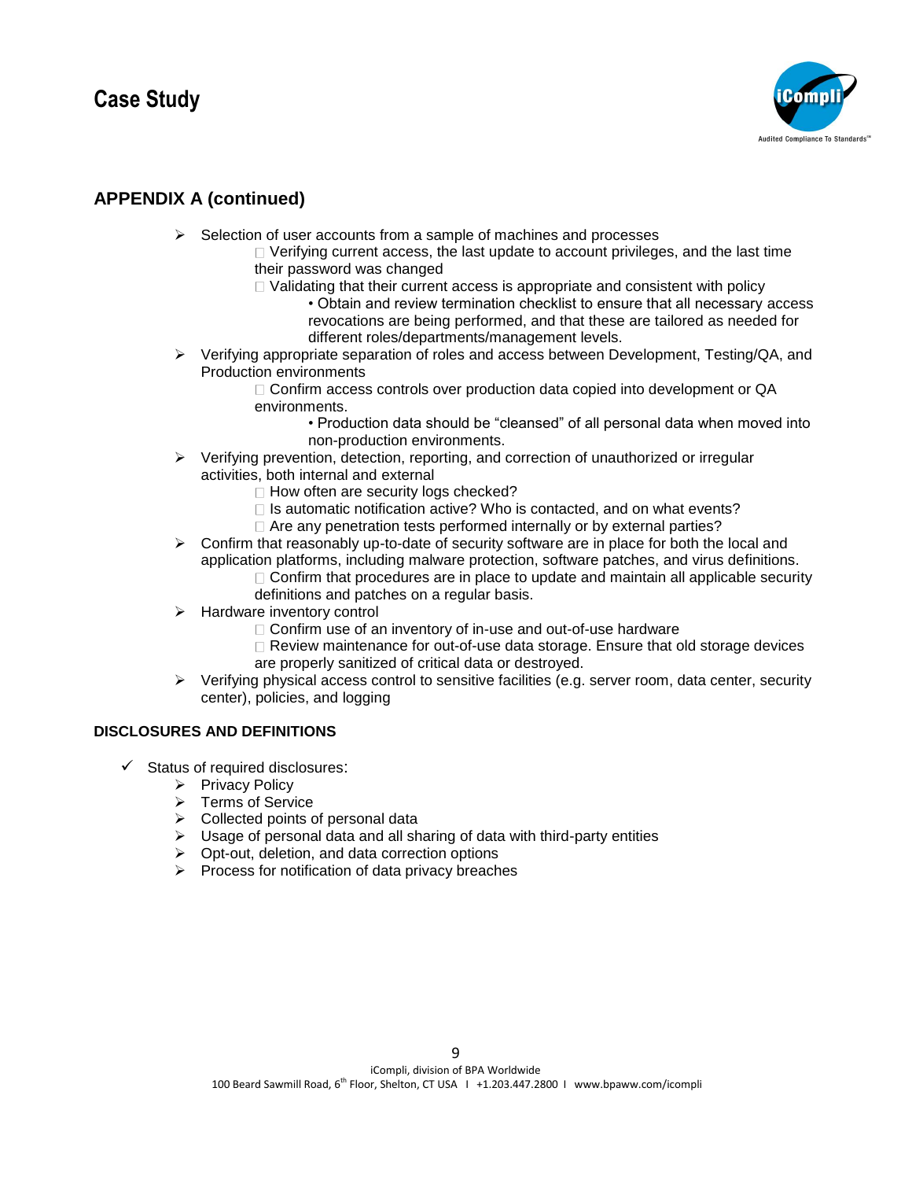## APPENDIX A (continued)

- Selection of user accounts from a sample of machines and processes
  - Verifying current access, the last update to account privileges, and the last time their password was changed
  - Validating that their current access is appropriate and consistent with policy
    - Obtain and review termination checklist to ensure that all necessary access revocations are being performed, and that these are tailored as needed for different roles/departments/management levels.
- Verifying appropriate separation of roles and access between Development, Testing/QA, and Production environments
  - Confirm access controls over production data copied into development or QA environments.
    - Production data should be "cleansed" of all personal data when moved into non-production environments.
- Verifying prevention, detection, reporting, and correction of unauthorized or irregular activities, both internal and external
  - How often are security logs checked?
  - Is automatic notification active? Who is contacted, and on what events?
  - Are any penetration tests performed internally or by external parties?
- Confirm that reasonably up-to-date of security software are in place for both the local and application platforms, including malware protection, software patches, and virus definitions.
  - Confirm that procedures are in place to update and maintain all applicable security definitions and patches on a regular basis.
- Hardware inventory control
  - Confirm use of an inventory of in-use and out-of-use hardware
  - Review maintenance for out-of-use data storage. Ensure that old storage devices are properly sanitized of critical data or destroyed.
- Verifying physical access control to sensitive facilities (e.g. server room, data center, security center), policies, and logging

**DISCLOSURES AND DEFINITIONS**

- ✓ Status of required disclosures:
  - Privacy Policy
  - Terms of Service
  - Collected points of personal data
  - Usage of personal data and all sharing of data with third-party entities
  - Opt-out, deletion, and data correction options
  - Process for notification of data privacy breaches